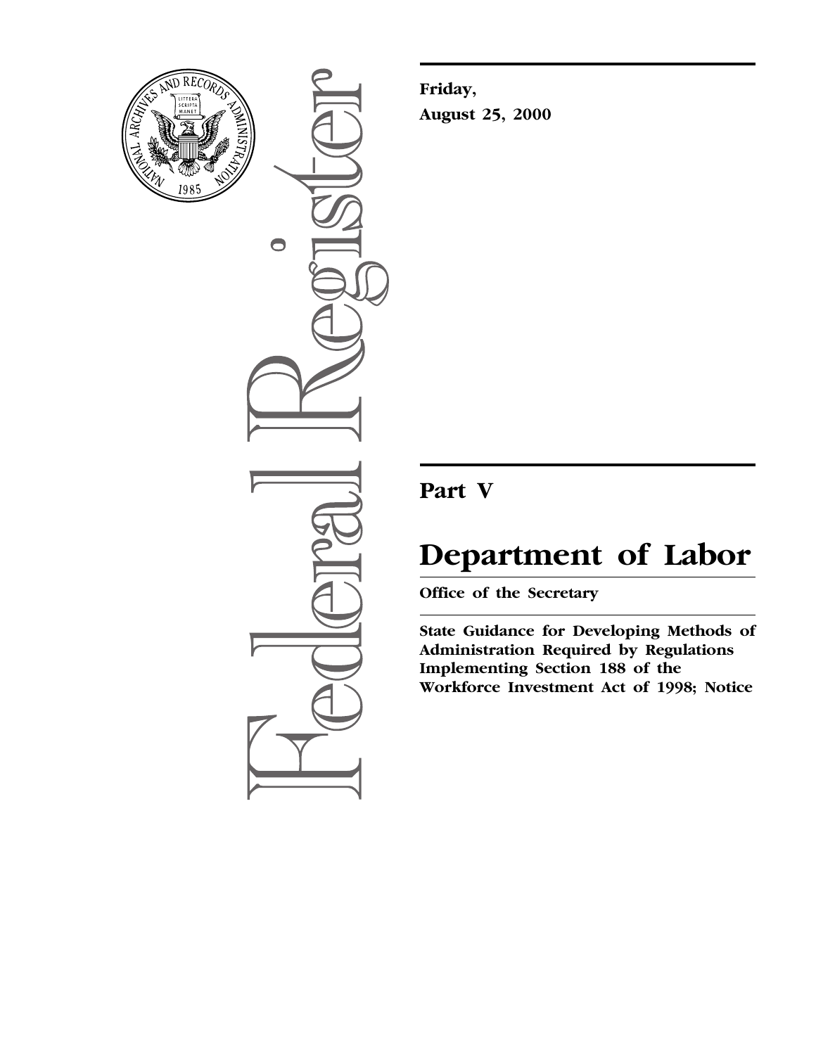**Friday,**

**August 25, 2000**

---

# Part V

# Department of Labor

**Office of the Secretary**

---

**State Guidance for Developing Methods of Administration Required by Regulations Implementing Section 188 of the Workforce Investment Act of 1998; Notice**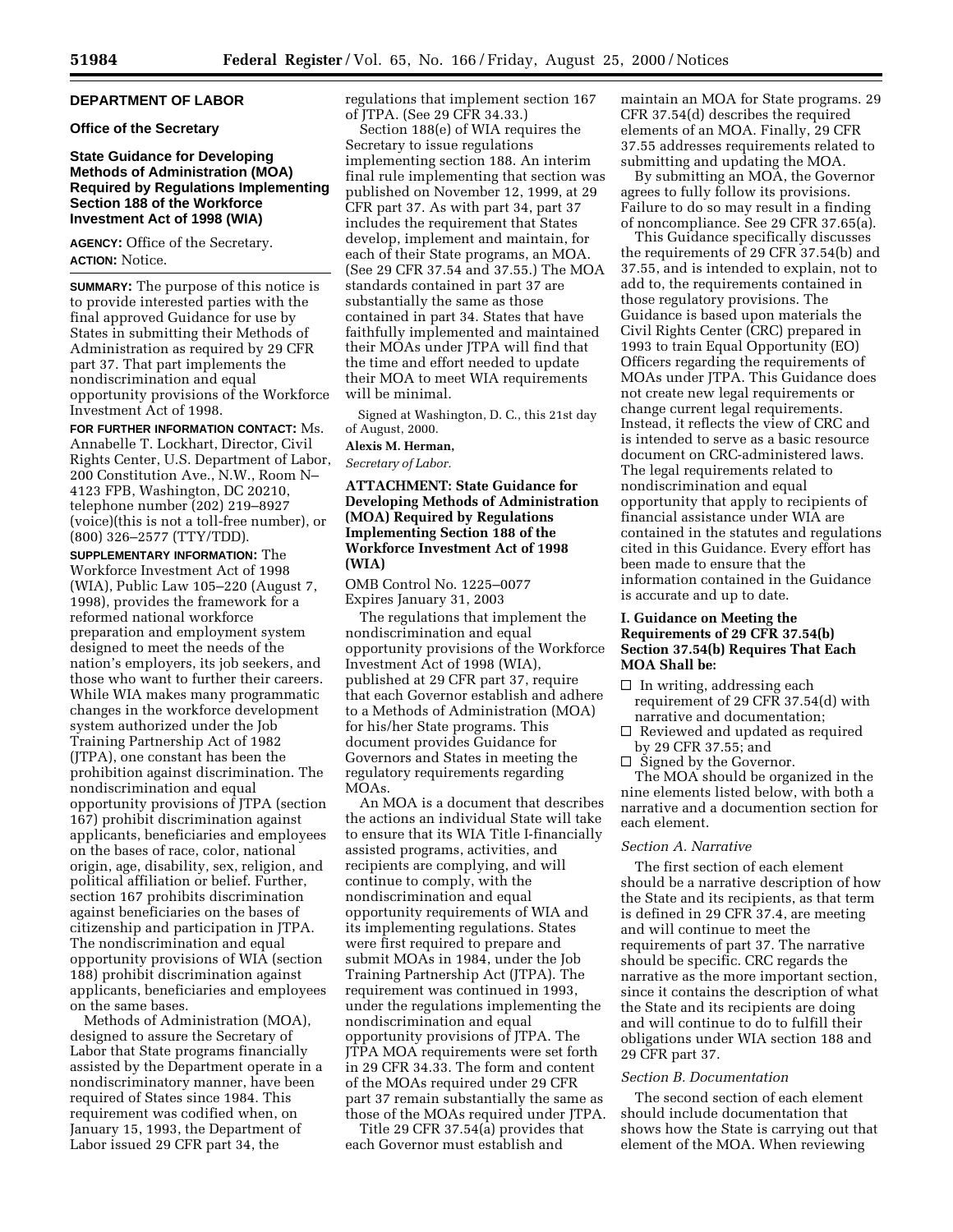## DEPARTMENT OF LABOR

### Office of the Secretary

### State Guidance for Developing Methods of Administration (MOA) Required by Regulations Implementing Section 188 of the Workforce Investment Act of 1998 (WIA)

**AGENCY:** Office of the Secretary.

**ACTION:** Notice.

**SUMMARY:** The purpose of this notice is to provide interested parties with the final approved Guidance for use by States in submitting their Methods of Administration as required by 29 CFR part 37. That part implements the nondiscrimination and equal opportunity provisions of the Workforce Investment Act of 1998.

**FOR FURTHER INFORMATION CONTACT:** Ms. Annabelle T. Lockhart, Director, Civil Rights Center, U.S. Department of Labor, 200 Constitution Ave., N.W., Room N–4123 FPB, Washington, DC 20210, telephone number (202) 219–8927 (voice)(this is not a toll-free number), or (800) 326–2577 (TTY/TDD).

**SUPPLEMENTARY INFORMATION:** The Workforce Investment Act of 1998 (WIA), Public Law 105–220 (August 7, 1998), provides the framework for a reformed national workforce preparation and employment system designed to meet the needs of the nation's employers, its job seekers, and those who want to further their careers. While WIA makes many programmatic changes in the workforce development system authorized under the Job Training Partnership Act of 1982 (JTPA), one constant has been the prohibition against discrimination. The nondiscrimination and equal opportunity provisions of JTPA (section 167) prohibit discrimination against applicants, beneficiaries and employees on the bases of race, color, national origin, age, disability, sex, religion, and political affiliation or belief. Further, section 167 prohibits discrimination against beneficiaries on the bases of citizenship and participation in JTPA. The nondiscrimination and equal opportunity provisions of WIA (section 188) prohibit discrimination against applicants, beneficiaries and employees on the same bases.

Methods of Administration (MOA), designed to assure the Secretary of Labor that State programs financially assisted by the Department operate in a nondiscriminatory manner, have been required of States since 1984. This requirement was codified when, on January 15, 1993, the Department of Labor issued 29 CFR part 34, the regulations that implement section 167 of JTPA. (See 29 CFR 34.33.)

Section 188(e) of WIA requires the Secretary to issue regulations implementing section 188. An interim final rule implementing that section was published on November 12, 1999, at 29 CFR part 37. As with part 34, part 37 includes the requirement that States develop, implement and maintain, for each of their State programs, an MOA. (See 29 CFR 37.54 and 37.55.) The MOA standards contained in part 37 are substantially the same as those contained in part 34. States that have faithfully implemented and maintained their MOAs under JTPA will find that the time and effort needed to update their MOA to meet WIA requirements will be minimal.

Signed at Washington, D. C., this 21st day of August, 2000.

**Alexis M. Herman,**

*Secretary of Labor.*

### ATTACHMENT: State Guidance for Developing Methods of Administration (MOA) Required by Regulations Implementing Section 188 of the Workforce Investment Act of 1998 (WIA)

OMB Control No. 1225–0077
Expires January 31, 2003

The regulations that implement the nondiscrimination and equal opportunity provisions of the Workforce Investment Act of 1998 (WIA), published at 29 CFR part 37, require that each Governor establish and adhere to a Methods of Administration (MOA) for his/her State programs. This document provides Guidance for Governors and States in meeting the regulatory requirements regarding MOAs.

An MOA is a document that describes the actions an individual State will take to ensure that its WIA Title I-financially assisted programs, activities, and recipients are complying, and will continue to comply, with the nondiscrimination and equal opportunity requirements of WIA and its implementing regulations. States were first required to prepare and submit MOAs in 1984, under the Job Training Partnership Act (JTPA). The requirement was continued in 1993, under the regulations implementing the nondiscrimination and equal opportunity provisions of JTPA. The JTPA MOA requirements were set forth in 29 CFR 34.33. The form and content of the MOAs required under 29 CFR part 37 remain substantially the same as those of the MOAs required under JTPA.

Title 29 CFR 37.54(a) provides that each Governor must establish and maintain an MOA for State programs. 29 CFR 37.54(d) describes the required elements of an MOA. Finally, 29 CFR 37.55 addresses requirements related to submitting and updating the MOA.

By submitting an MOA, the Governor agrees to fully follow its provisions. Failure to do so may result in a finding of noncompliance. See 29 CFR 37.65(a).

This Guidance specifically discusses the requirements of 29 CFR 37.54(b) and 37.55, and is intended to explain, not to add to, the requirements contained in those regulatory provisions. The Guidance is based upon materials the Civil Rights Center (CRC) prepared in 1993 to train Equal Opportunity (EO) Officers regarding the requirements of MOAs under JTPA. This Guidance does not create new legal requirements or change current legal requirements. Instead, it reflects the view of CRC and is intended to serve as a basic resource document on CRC-administered laws. The legal requirements related to nondiscrimination and equal opportunity that apply to recipients of financial assistance under WIA are contained in the statutes and regulations cited in this Guidance. Every effort has been made to ensure that the information contained in the Guidance is accurate and up to date.

### I. Guidance on Meeting the Requirements of 29 CFR 37.54(b) Section 37.54(b) Requires That Each MOA Shall be:

- ☐ In writing, addressing each requirement of 29 CFR 37.54(d) with narrative and documentation;
- ☐ Reviewed and updated as required by 29 CFR 37.55; and
- ☐ Signed by the Governor.

The MOA should be organized in the nine elements listed below, with both a narrative and a documentation section for each element.

#### *Section A. Narrative*

The first section of each element should be a narrative description of how the State and its recipients, as that term is defined in 29 CFR 37.4, are meeting and will continue to meet the requirements of part 37. The narrative should be specific. CRC regards the narrative as the more important section, since it contains the description of what the State and its recipients are doing and will continue to do to fulfill their obligations under WIA section 188 and 29 CFR part 37.

#### *Section B. Documentation*

The second section of each element should include documentation that shows how the State is carrying out that element of the MOA. When reviewing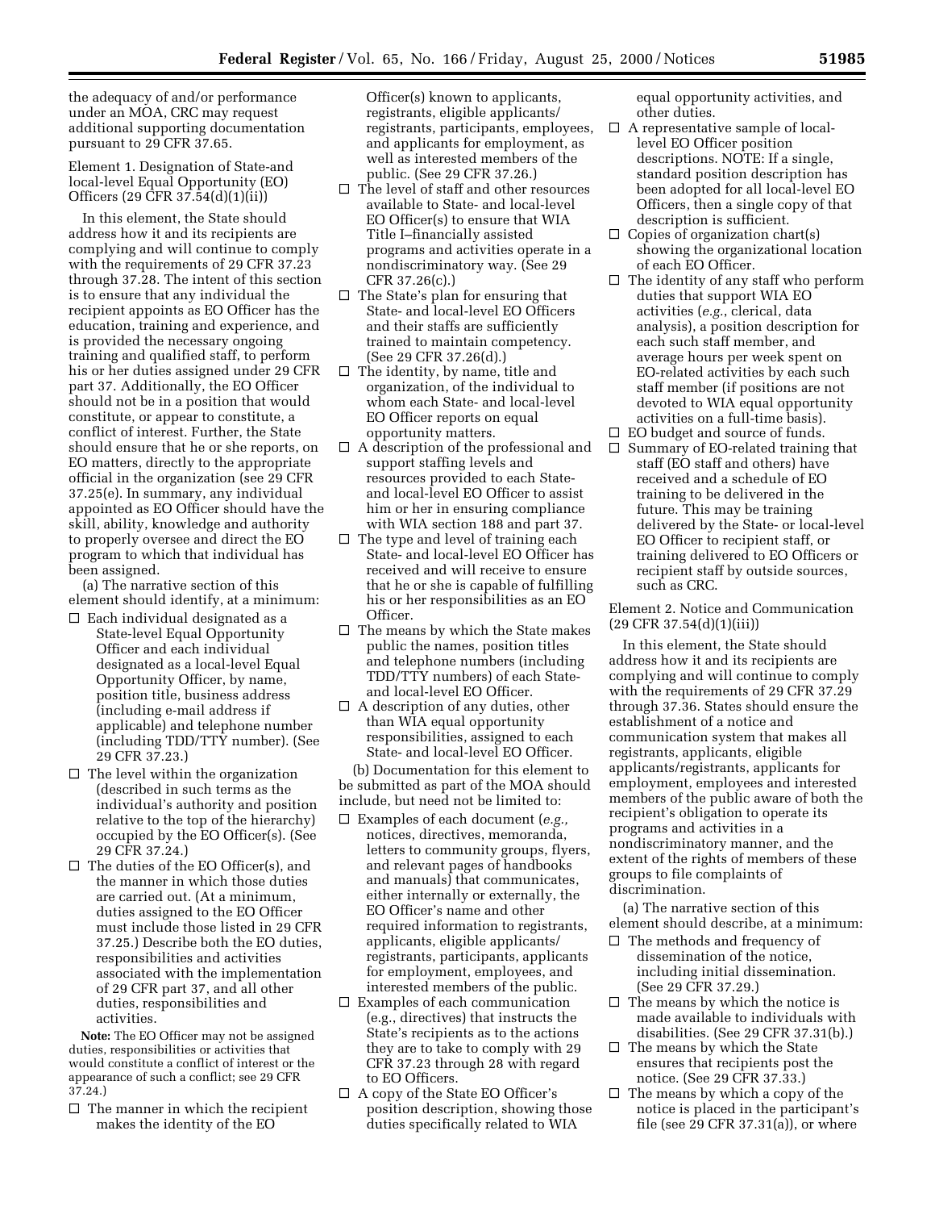the adequacy of and/or performance under an MOA, CRC may request additional supporting documentation pursuant to 29 CFR 37.65.

Element 1. Designation of State-and local-level Equal Opportunity (EO) Officers (29 CFR 37.54(d)(1)(ii))

In this element, the State should address how it and its recipients are complying and will continue to comply with the requirements of 29 CFR 37.23 through 37.28. The intent of this section is to ensure that any individual the recipient appoints as EO Officer has the education, training and experience, and is provided the necessary ongoing training and qualified staff, to perform his or her duties assigned under 29 CFR part 37. Additionally, the EO Officer should not be in a position that would constitute, or appear to constitute, a conflict of interest. Further, the State should ensure that he or she reports, on EO matters, directly to the appropriate official in the organization (see 29 CFR 37.25(e). In summary, any individual appointed as EO Officer should have the skill, ability, knowledge and authority to properly oversee and direct the EO program to which that individual has been assigned.

(a) The narrative section of this element should identify, at a minimum:

- ☐ Each individual designated as a State-level Equal Opportunity Officer and each individual designated as a local-level Equal Opportunity Officer, by name, position title, business address (including e-mail address if applicable) and telephone number (including TDD/TTY number). (See 29 CFR 37.23.)
- ☐ The level within the organization (described in such terms as the individual's authority and position relative to the top of the hierarchy) occupied by the EO Officer(s). (See 29 CFR 37.24.)
- ☐ The duties of the EO Officer(s), and the manner in which those duties are carried out. (At a minimum, duties assigned to the EO Officer must include those listed in 29 CFR 37.25.) Describe both the EO duties, responsibilities and activities associated with the implementation of 29 CFR part 37, and all other duties, responsibilities and activities.

**Note:** The EO Officer may not be assigned duties, responsibilities or activities that would constitute a conflict of interest or the appearance of such a conflict; see 29 CFR 37.24.)

- ☐ The manner in which the recipient makes the identity of the EO Officer(s) known to applicants, registrants, eligible applicants/registrants, participants, employees, and applicants for employment, as well as interested members of the public. (See 29 CFR 37.26.)
- ☐ The level of staff and other resources available to State- and local-level EO Officer(s) to ensure that WIA Title I–financially assisted programs and activities operate in a nondiscriminatory way. (See 29 CFR 37.26(c).)
- ☐ The State's plan for ensuring that State- and local-level EO Officers and their staffs are sufficiently trained to maintain competency. (See 29 CFR 37.26(d).)
- ☐ The identity, by name, title and organization, of the individual to whom each State- and local-level EO Officer reports on equal opportunity matters.
- ☐ A description of the professional and support staffing levels and resources provided to each State- and local-level EO Officer to assist him or her in ensuring compliance with WIA section 188 and part 37.
- ☐ The type and level of training each State- and local-level EO Officer has received and will receive to ensure that he or she is capable of fulfilling his or her responsibilities as an EO Officer.
- ☐ The means by which the State makes public the names, position titles and telephone numbers (including TDD/TTY numbers) of each State- and local-level EO Officer.
- ☐ A description of any duties, other than WIA equal opportunity responsibilities, assigned to each State- and local-level EO Officer.

(b) Documentation for this element to be submitted as part of the MOA should include, but need not be limited to:

- ☐ Examples of each document (*e.g.,* notices, directives, memoranda, letters to community groups, flyers, and relevant pages of handbooks and manuals) that communicates, either internally or externally, the EO Officer's name and other required information to registrants, applicants, eligible applicants/registrants, participants, applicants for employment, employees, and interested members of the public.
- ☐ Examples of each communication (e.g., directives) that instructs the State's recipients as to the actions they are to take to comply with 29 CFR 37.23 through 28 with regard to EO Officers.
- ☐ A copy of the State EO Officer's position description, showing those duties specifically related to WIA equal opportunity activities, and other duties.
- ☐ A representative sample of local-level EO Officer position descriptions. NOTE: If a single, standard position description has been adopted for all local-level EO Officers, then a single copy of that description is sufficient.
- ☐ Copies of organization chart(s) showing the organizational location of each EO Officer.
- ☐ The identity of any staff who perform duties that support WIA EO activities (*e.g.*, clerical, data analysis), a position description for each such staff member, and average hours per week spent on EO-related activities by each such staff member (if positions are not devoted to WIA equal opportunity activities on a full-time basis).
- ☐ EO budget and source of funds.
- ☐ Summary of EO-related training that staff (EO staff and others) have received and a schedule of EO training to be delivered in the future. This may be training delivered by the State- or local-level EO Officer to recipient staff, or training delivered to EO Officers or recipient staff by outside sources, such as CRC.

Element 2. Notice and Communication (29 CFR 37.54(d)(1)(iii))

In this element, the State should address how it and its recipients are complying and will continue to comply with the requirements of 29 CFR 37.29 through 37.36. States should ensure the establishment of a notice and communication system that makes all registrants, applicants, eligible applicants/registrants, applicants for employment, employees and interested members of the public aware of both the recipient's obligation to operate its programs and activities in a nondiscriminatory manner, and the extent of the rights of members of these groups to file complaints of discrimination.

(a) The narrative section of this element should describe, at a minimum:

- ☐ The methods and frequency of dissemination of the notice, including initial dissemination. (See 29 CFR 37.29.)
- ☐ The means by which the notice is made available to individuals with disabilities. (See 29 CFR 37.31(b).)
- ☐ The means by which the State ensures that recipients post the notice. (See 29 CFR 37.33.)
- ☐ The means by which a copy of the notice is placed in the participant's file (see 29 CFR 37.31(a)), or where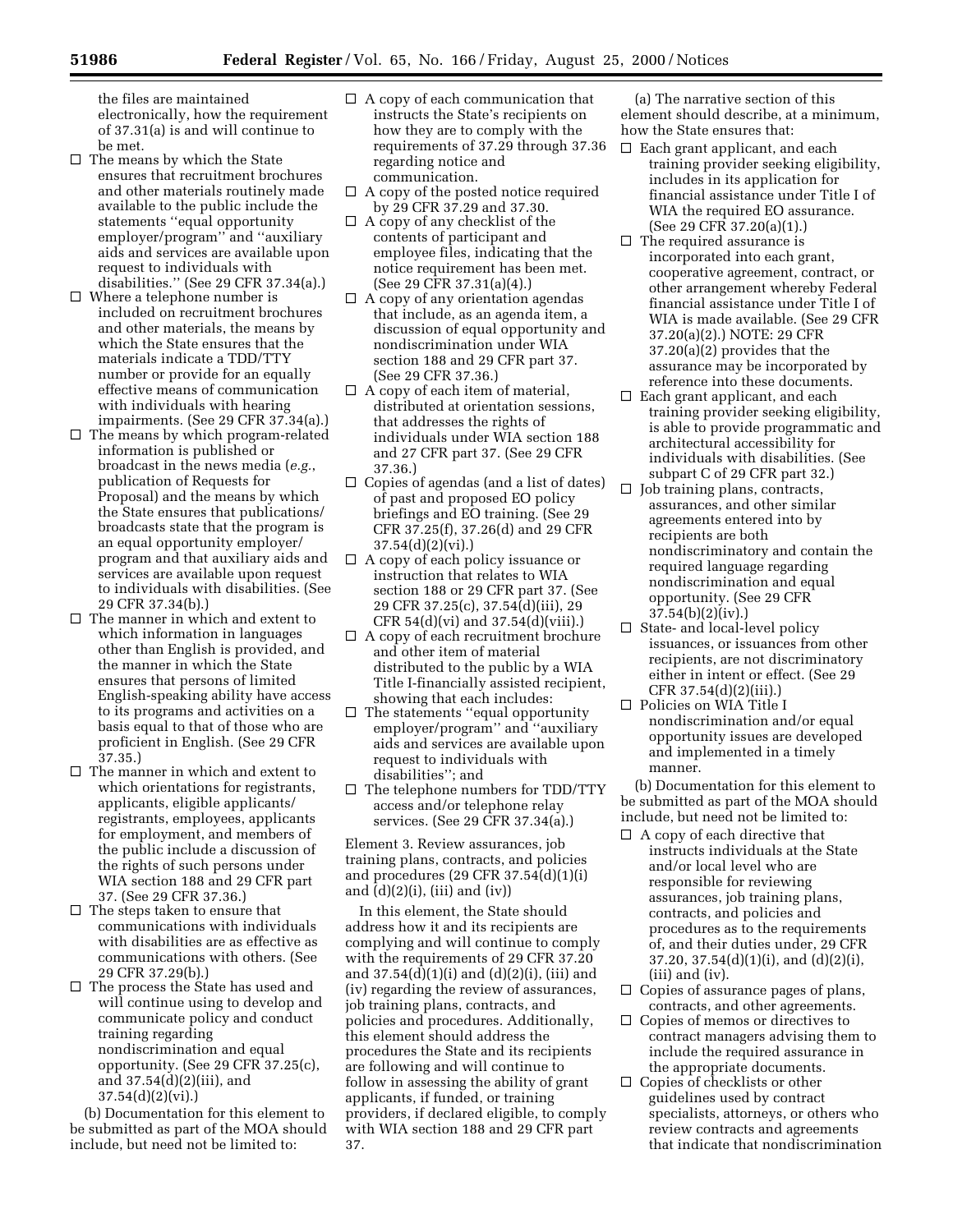the files are maintained electronically, how the requirement of 37.31(a) is and will continue to be met.

- ☐ The means by which the State ensures that recruitment brochures and other materials routinely made available to the public include the statements ''equal opportunity employer/program'' and ''auxiliary aids and services are available upon request to individuals with disabilities.'' (See 29 CFR 37.34(a).)
- ☐ Where a telephone number is included on recruitment brochures and other materials, the means by which the State ensures that the materials indicate a TDD/TTY number or provide for an equally effective means of communication with individuals with hearing impairments. (See 29 CFR 37.34(a).)
- ☐ The means by which program-related information is published or broadcast in the news media (*e.g.*, publication of Requests for Proposal) and the means by which the State ensures that publications/broadcasts state that the program is an equal opportunity employer/program and that auxiliary aids and services are available upon request to individuals with disabilities. (See 29 CFR 37.34(b).)
- ☐ The manner in which and extent to which information in languages other than English is provided, and the manner in which the State ensures that persons of limited English-speaking ability have access to its programs and activities on a basis equal to that of those who are proficient in English. (See 29 CFR 37.35.)
- ☐ The manner in which and extent to which orientations for registrants, applicants, eligible applicants/registrants, employees, applicants for employment, and members of the public include a discussion of the rights of such persons under WIA section 188 and 29 CFR part 37. (See 29 CFR 37.36.)
- ☐ The steps taken to ensure that communications with individuals with disabilities are as effective as communications with others. (See 29 CFR 37.29(b).)
- ☐ The process the State has used and will continue using to develop and communicate policy and conduct training regarding nondiscrimination and equal opportunity. (See 29 CFR 37.25(c), and 37.54(d)(2)(iii), and 37.54(d)(2)(vi).)

(b) Documentation for this element to be submitted as part of the MOA should include, but need not be limited to:

- ☐ A copy of each communication that instructs the State's recipients on how they are to comply with the requirements of 37.29 through 37.36 regarding notice and communication.
- ☐ A copy of the posted notice required by 29 CFR 37.29 and 37.30.
- ☐ A copy of any checklist of the contents of participant and employee files, indicating that the notice requirement has been met. (See 29 CFR 37.31(a)(4).)
- ☐ A copy of any orientation agendas that include, as an agenda item, a discussion of equal opportunity and nondiscrimination under WIA section 188 and 29 CFR part 37. (See 29 CFR 37.36.)
- ☐ A copy of each item of material, distributed at orientation sessions, that addresses the rights of individuals under WIA section 188 and 27 CFR part 37. (See 29 CFR 37.36.)
- ☐ Copies of agendas (and a list of dates) of past and proposed EO policy briefings and EO training. (See 29 CFR 37.25(f), 37.26(d) and 29 CFR 37.54(d)(2)(vi).)
- ☐ A copy of each policy issuance or instruction that relates to WIA section 188 or 29 CFR part 37. (See 29 CFR 37.25(c), 37.54(d)(iii), 29 CFR 54(d)(vi) and 37.54(d)(viii).)
- ☐ A copy of each recruitment brochure and other item of material distributed to the public by a WIA Title I-financially assisted recipient, showing that each includes:
- ☐ The statements ''equal opportunity employer/program'' and ''auxiliary aids and services are available upon request to individuals with disabilities''; and
- ☐ The telephone numbers for TDD/TTY access and/or telephone relay services. (See 29 CFR 37.34(a).)

Element 3. Review assurances, job training plans, contracts, and policies and procedures (29 CFR 37.54(d)(1)(i) and (d)(2)(i), (iii) and (iv))

In this element, the State should address how it and its recipients are complying and will continue to comply with the requirements of 29 CFR 37.20 and 37.54(d)(1)(i) and (d)(2)(i), (iii) and (iv) regarding the review of assurances, job training plans, contracts, and policies and procedures. Additionally, this element should address the procedures the State and its recipients are following and will continue to follow in assessing the ability of grant applicants, if funded, or training providers, if declared eligible, to comply with WIA section 188 and 29 CFR part 37.

(a) The narrative section of this element should describe, at a minimum, how the State ensures that:

- ☐ Each grant applicant, and each training provider seeking eligibility, includes in its application for financial assistance under Title I of WIA the required EO assurance. (See 29 CFR 37.20(a)(1).)
- ☐ The required assurance is incorporated into each grant, cooperative agreement, contract, or other arrangement whereby Federal financial assistance under Title I of WIA is made available. (See 29 CFR 37.20(a)(2).) NOTE: 29 CFR 37.20(a)(2) provides that the assurance may be incorporated by reference into these documents.
- ☐ Each grant applicant, and each training provider seeking eligibility, is able to provide programmatic and architectural accessibility for individuals with disabilities. (See subpart C of 29 CFR part 32.)
- ☐ Job training plans, contracts, assurances, and other similar agreements entered into by recipients are both nondiscriminatory and contain the required language regarding nondiscrimination and equal opportunity. (See 29 CFR 37.54(b)(2)(iv).)
- ☐ State- and local-level policy issuances, or issuances from other recipients, are not discriminatory either in intent or effect. (See 29 CFR 37.54(d)(2)(iii).)
- ☐ Policies on WIA Title I nondiscrimination and/or equal opportunity issues are developed and implemented in a timely manner.

(b) Documentation for this element to be submitted as part of the MOA should include, but need not be limited to:

- ☐ A copy of each directive that instructs individuals at the State and/or local level who are responsible for reviewing assurances, job training plans, contracts, and policies and procedures as to the requirements of, and their duties under, 29 CFR 37.20, 37.54(d)(1)(i), and (d)(2)(i), (iii) and (iv).
- ☐ Copies of assurance pages of plans, contracts, and other agreements.
- ☐ Copies of memos or directives to contract managers advising them to include the required assurance in the appropriate documents.
- ☐ Copies of checklists or other guidelines used by contract specialists, attorneys, or others who review contracts and agreements that indicate that nondiscrimination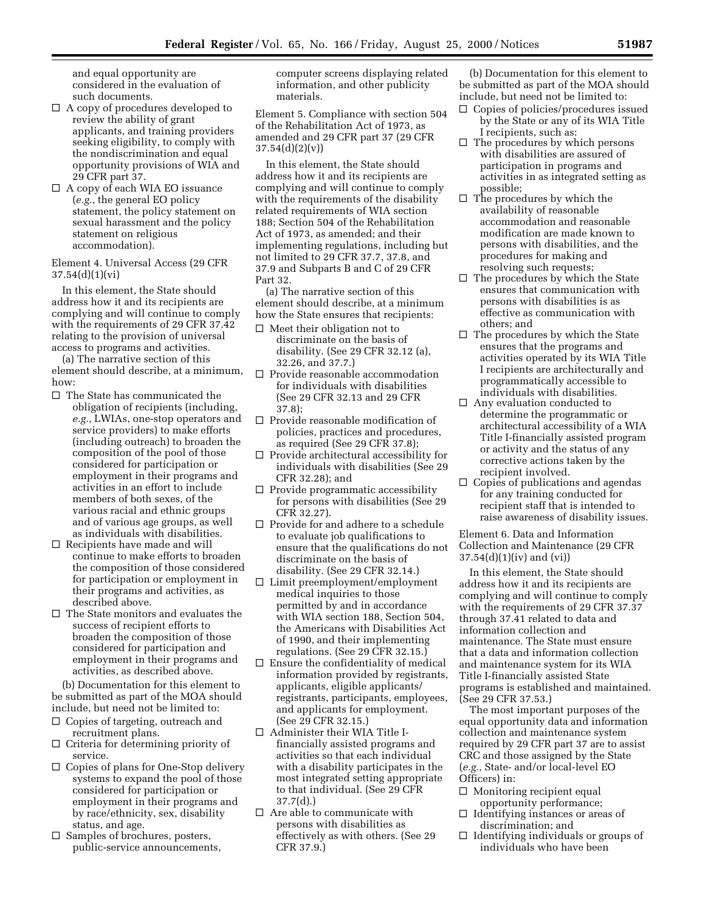and equal opportunity are considered in the evaluation of such documents.

- ☐ A copy of procedures developed to review the ability of grant applicants, and training providers seeking eligibility, to comply with the nondiscrimination and equal opportunity provisions of WIA and 29 CFR part 37.
- ☐ A copy of each WIA EO issuance (*e.g.*, the general EO policy statement, the policy statement on sexual harassment and the policy statement on religious accommodation).

Element 4. Universal Access (29 CFR 37.54(d)(1)(vi)

In this element, the State should address how it and its recipients are complying and will continue to comply with the requirements of 29 CFR 37.42 relating to the provision of universal access to programs and activities.

(a) The narrative section of this element should describe, at a minimum, how:

- ☐ The State has communicated the obligation of recipients (including, *e.g.*, LWIAs, one-stop operators and service providers) to make efforts (including outreach) to broaden the composition of the pool of those considered for participation or employment in their programs and activities in an effort to include members of both sexes, of the various racial and ethnic groups and of various age groups, as well as individuals with disabilities.
- ☐ Recipients have made and will continue to make efforts to broaden the composition of those considered for participation or employment in their programs and activities, as described above.
- ☐ The State monitors and evaluates the success of recipient efforts to broaden the composition of those considered for participation and employment in their programs and activities, as described above.

(b) Documentation for this element to be submitted as part of the MOA should include, but need not be limited to:

- ☐ Copies of targeting, outreach and recruitment plans.
- ☐ Criteria for determining priority of service.
- ☐ Copies of plans for One-Stop delivery systems to expand the pool of those considered for participation or employment in their programs and by race/ethnicity, sex, disability status, and age.
- ☐ Samples of brochures, posters, public-service announcements, computer screens displaying related information, and other publicity materials.

Element 5. Compliance with section 504 of the Rehabilitation Act of 1973, as amended and 29 CFR part 37 (29 CFR 37.54(d)(2)(v))

In this element, the State should address how it and its recipients are complying and will continue to comply with the requirements of the disability related requirements of WIA section 188; Section 504 of the Rehabilitation Act of 1973, as amended; and their implementing regulations, including but not limited to 29 CFR 37.7, 37.8, and 37.9 and Subparts B and C of 29 CFR Part 32.

(a) The narrative section of this element should describe, at a minimum how the State ensures that recipients:

- ☐ Meet their obligation not to discriminate on the basis of disability. (See 29 CFR 32.12 (a), 32.26, and 37.7.)
- ☐ Provide reasonable accommodation for individuals with disabilities (See 29 CFR 32.13 and 29 CFR 37.8);
- ☐ Provide reasonable modification of policies, practices and procedures, as required (See 29 CFR 37.8);
- ☐ Provide architectural accessibility for individuals with disabilities (See 29 CFR 32.28); and
- ☐ Provide programmatic accessibility for persons with disabilities (See 29 CFR 32.27).
- ☐ Provide for and adhere to a schedule to evaluate job qualifications to ensure that the qualifications do not discriminate on the basis of disability. (See 29 CFR 32.14.)
- ☐ Limit preemployment/employment medical inquiries to those permitted by and in accordance with WIA section 188, Section 504, the Americans with Disabilities Act of 1990, and their implementing regulations. (See 29 CFR 32.15.)
- ☐ Ensure the confidentiality of medical information provided by registrants, applicants, eligible applicants/registrants, participants, employees, and applicants for employment. (See 29 CFR 32.15.)
- ☐ Administer their WIA Title I-financially assisted programs and activities so that each individual with a disability participates in the most integrated setting appropriate to that individual. (See 29 CFR 37.7(d).)
- ☐ Are able to communicate with persons with disabilities as effectively as with others. (See 29 CFR 37.9.)

(b) Documentation for this element to be submitted as part of the MOA should include, but need not be limited to:

- ☐ Copies of policies/procedures issued by the State or any of its WIA Title I recipients, such as:
- ☐ The procedures by which persons with disabilities are assured of participation in programs and activities in as integrated setting as possible;
- ☐ The procedures by which the availability of reasonable accommodation and reasonable modification are made known to persons with disabilities, and the procedures for making and resolving such requests;
- ☐ The procedures by which the State ensures that communication with persons with disabilities is as effective as communication with others; and
- ☐ The procedures by which the State ensures that the programs and activities operated by its WIA Title I recipients are architecturally and programmatically accessible to individuals with disabilities.
- ☐ Any evaluation conducted to determine the programmatic or architectural accessibility of a WIA Title I-financially assisted program or activity and the status of any corrective actions taken by the recipient involved.
- ☐ Copies of publications and agendas for any training conducted for recipient staff that is intended to raise awareness of disability issues.

Element 6. Data and Information Collection and Maintenance (29 CFR 37.54(d)(1)(iv) and (vi))

In this element, the State should address how it and its recipients are complying and will continue to comply with the requirements of 29 CFR 37.37 through 37.41 related to data and information collection and maintenance. The State must ensure that a data and information collection and maintenance system for its WIA Title I-financially assisted State programs is established and maintained. (See 29 CFR 37.53.)

The most important purposes of the equal opportunity data and information collection and maintenance system required by 29 CFR part 37 are to assist CRC and those assigned by the State (*e.g.*, State- and/or local-level EO Officers) in:

- ☐ Monitoring recipient equal opportunity performance;
- ☐ Identifying instances or areas of discrimination; and
- ☐ Identifying individuals or groups of individuals who have been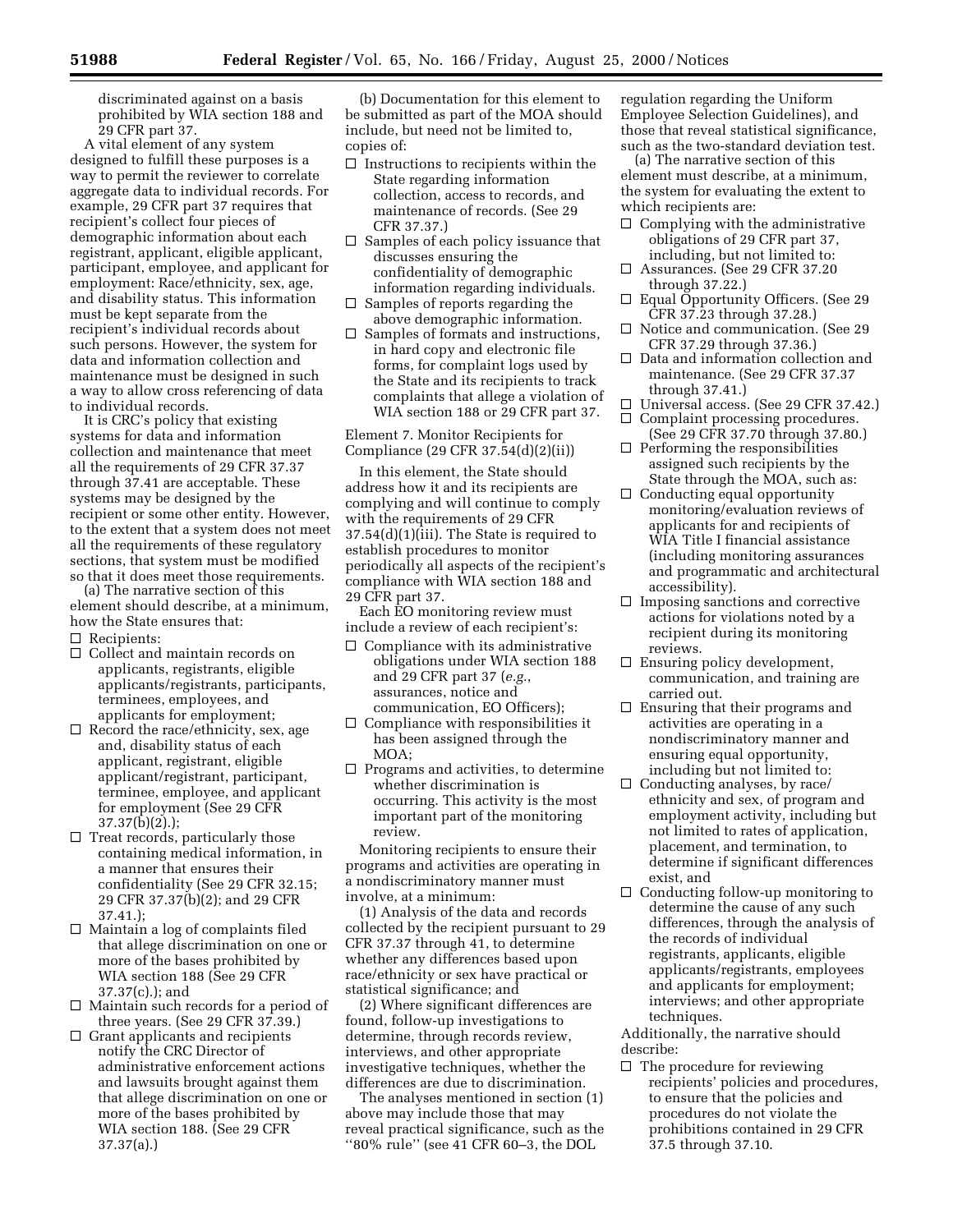discriminated against on a basis prohibited by WIA section 188 and 29 CFR part 37.

A vital element of any system designed to fulfill these purposes is a way to permit the reviewer to correlate aggregate data to individual records. For example, 29 CFR part 37 requires that recipient's collect four pieces of demographic information about each registrant, applicant, eligible applicant, participant, employee, and applicant for employment: Race/ethnicity, sex, age, and disability status. This information must be kept separate from the recipient's individual records about such persons. However, the system for data and information collection and maintenance must be designed in such a way to allow cross referencing of data to individual records.

It is CRC's policy that existing systems for data and information collection and maintenance that meet all the requirements of 29 CFR 37.37 through 37.41 are acceptable. These systems may be designed by the recipient or some other entity. However, to the extent that a system does not meet all the requirements of these regulatory sections, that system must be modified so that it does meet those requirements.

(a) The narrative section of this element should describe, at a minimum, how the State ensures that:

- ☐ Recipients:
- ☐ Collect and maintain records on applicants, registrants, eligible applicants/registrants, participants, terminees, employees, and applicants for employment;
- ☐ Record the race/ethnicity, sex, age and, disability status of each applicant, registrant, eligible applicant/registrant, participant, terminee, employee, and applicant for employment (See 29 CFR 37.37(b)(2).);
- ☐ Treat records, particularly those containing medical information, in a manner that ensures their confidentiality (See 29 CFR 32.15; 29 CFR 37.37(b)(2); and 29 CFR 37.41.);
- ☐ Maintain a log of complaints filed that allege discrimination on one or more of the bases prohibited by WIA section 188 (See 29 CFR 37.37(c).); and
- ☐ Maintain such records for a period of three years. (See 29 CFR 37.39.)
- ☐ Grant applicants and recipients notify the CRC Director of administrative enforcement actions and lawsuits brought against them that allege discrimination on one or more of the bases prohibited by WIA section 188. (See 29 CFR 37.37(a).)

(b) Documentation for this element to be submitted as part of the MOA should include, but need not be limited to, copies of:

- ☐ Instructions to recipients within the State regarding information collection, access to records, and maintenance of records. (See 29 CFR 37.37.)
- ☐ Samples of each policy issuance that discusses ensuring the confidentiality of demographic information regarding individuals.
- ☐ Samples of reports regarding the above demographic information.
- ☐ Samples of formats and instructions, in hard copy and electronic file forms, for complaint logs used by the State and its recipients to track complaints that allege a violation of WIA section 188 or 29 CFR part 37.

Element 7. Monitor Recipients for Compliance (29 CFR 37.54(d)(2)(ii))

In this element, the State should address how it and its recipients are complying and will continue to comply with the requirements of 29 CFR 37.54(d)(1)(iii). The State is required to establish procedures to monitor periodically all aspects of the recipient's compliance with WIA section 188 and 29 CFR part 37.

Each EO monitoring review must include a review of each recipient's:

- ☐ Compliance with its administrative obligations under WIA section 188 and 29 CFR part 37 (*e.g.*, assurances, notice and communication, EO Officers);
- ☐ Compliance with responsibilities it has been assigned through the MOA;
- ☐ Programs and activities, to determine whether discrimination is occurring. This activity is the most important part of the monitoring review.

Monitoring recipients to ensure their programs and activities are operating in a nondiscriminatory manner must involve, at a minimum:

(1) Analysis of the data and records collected by the recipient pursuant to 29 CFR 37.37 through 41, to determine whether any differences based upon race/ethnicity or sex have practical or statistical significance; and

(2) Where significant differences are found, follow-up investigations to determine, through records review, interviews, and other appropriate investigative techniques, whether the differences are due to discrimination.

The analyses mentioned in section (1) above may include those that may reveal practical significance, such as the ''80% rule'' (see 41 CFR 60–3, the DOL regulation regarding the Uniform Employee Selection Guidelines), and those that reveal statistical significance, such as the two-standard deviation test.

(a) The narrative section of this element must describe, at a minimum, the system for evaluating the extent to which recipients are:

- ☐ Complying with the administrative obligations of 29 CFR part 37, including, but not limited to:
- ☐ Assurances. (See 29 CFR 37.20 through 37.22.)
- ☐ Equal Opportunity Officers. (See 29 CFR 37.23 through 37.28.)
- ☐ Notice and communication. (See 29 CFR 37.29 through 37.36.)
- ☐ Data and information collection and maintenance. (See 29 CFR 37.37 through 37.41.)
- ☐ Universal access. (See 29 CFR 37.42.)
- ☐ Complaint processing procedures. (See 29 CFR 37.70 through 37.80.)
- ☐ Performing the responsibilities assigned such recipients by the State through the MOA, such as:
- ☐ Conducting equal opportunity monitoring/evaluation reviews of applicants for and recipients of WIA Title I financial assistance (including monitoring assurances and programmatic and architectural accessibility).
- ☐ Imposing sanctions and corrective actions for violations noted by a recipient during its monitoring reviews.
- ☐ Ensuring policy development, communication, and training are carried out.
- ☐ Ensuring that their programs and activities are operating in a nondiscriminatory manner and ensuring equal opportunity, including but not limited to:
- ☐ Conducting analyses, by race/ethnicity and sex, of program and employment activity, including but not limited to rates of application, placement, and termination, to determine if significant differences exist, and
- ☐ Conducting follow-up monitoring to determine the cause of any such differences, through the analysis of the records of individual registrants, applicants, eligible applicants/registrants, employees and applicants for employment; interviews; and other appropriate techniques.

Additionally, the narrative should describe:

- ☐ The procedure for reviewing recipients' policies and procedures, to ensure that the policies and procedures do not violate the prohibitions contained in 29 CFR 37.5 through 37.10.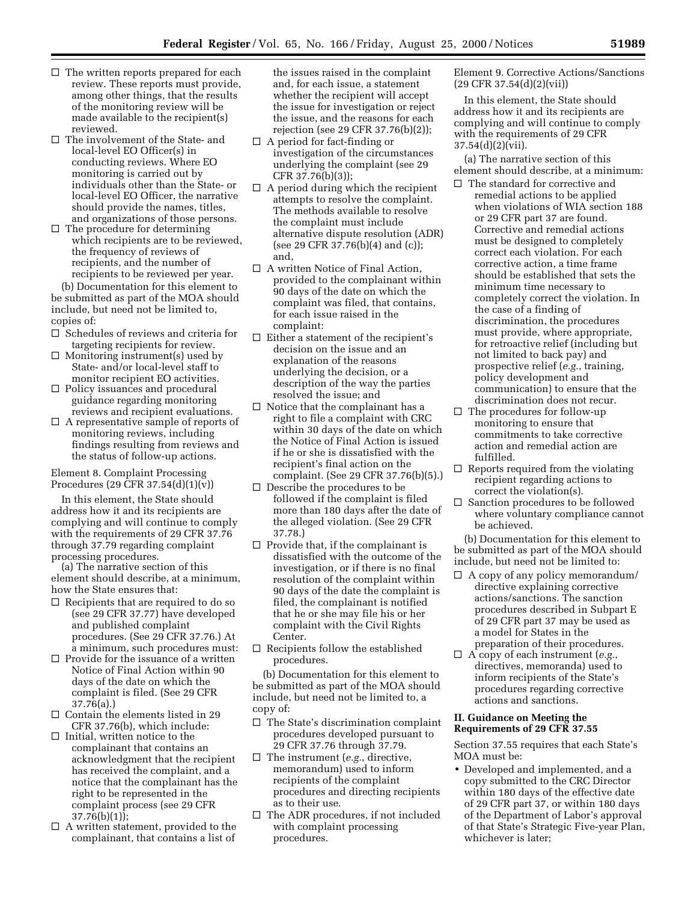- ☐ The written reports prepared for each review. These reports must provide, among other things, that the results of the monitoring review will be made available to the recipient(s) reviewed.
- ☐ The involvement of the State- and local-level EO Officer(s) in conducting reviews. Where EO monitoring is carried out by individuals other than the State- or local-level EO Officer, the narrative should provide the names, titles, and organizations of those persons.
- ☐ The procedure for determining which recipients are to be reviewed, the frequency of reviews of recipients, and the number of recipients to be reviewed per year.

(b) Documentation for this element to be submitted as part of the MOA should include, but need not be limited to, copies of:

- ☐ Schedules of reviews and criteria for targeting recipients for review.
- ☐ Monitoring instrument(s) used by State- and/or local-level staff to monitor recipient EO activities.
- ☐ Policy issuances and procedural guidance regarding monitoring reviews and recipient evaluations.
- ☐ A representative sample of reports of monitoring reviews, including findings resulting from reviews and the status of follow-up actions.

Element 8. Complaint Processing Procedures (29 CFR 37.54(d)(1)(v))

In this element, the State should address how it and its recipients are complying and will continue to comply with the requirements of 29 CFR 37.76 through 37.79 regarding complaint processing procedures.

(a) The narrative section of this element should describe, at a minimum, how the State ensures that:

- ☐ Recipients that are required to do so (see 29 CFR 37.77) have developed and published complaint procedures. (See 29 CFR 37.76.) At a minimum, such procedures must:
- ☐ Provide for the issuance of a written Notice of Final Action within 90 days of the date on which the complaint is filed. (See 29 CFR 37.76(a).)
- ☐ Contain the elements listed in 29 CFR 37.76(b), which include:
- ☐ Initial, written notice to the complainant that contains an acknowledgment that the recipient has received the complaint, and a notice that the complainant has the right to be represented in the complaint process (see 29 CFR 37.76(b)(1));
- ☐ A written statement, provided to the complainant, that contains a list of the issues raised in the complaint and, for each issue, a statement whether the recipient will accept the issue for investigation or reject the issue, and the reasons for each rejection (see 29 CFR 37.76(b)(2));
- ☐ A period for fact-finding or investigation of the circumstances underlying the complaint (see 29 CFR 37.76(b)(3));
- ☐ A period during which the recipient attempts to resolve the complaint. The methods available to resolve the complaint must include alternative dispute resolution (ADR) (see 29 CFR 37.76(b)(4) and (c)); and,
- ☐ A written Notice of Final Action, provided to the complainant within 90 days of the date on which the complaint was filed, that contains, for each issue raised in the complaint:
- ☐ Either a statement of the recipient's decision on the issue and an explanation of the reasons underlying the decision, or a description of the way the parties resolved the issue; and
- ☐ Notice that the complainant has a right to file a complaint with CRC within 30 days of the date on which the Notice of Final Action is issued if he or she is dissatisfied with the recipient's final action on the complaint. (See 29 CFR 37.76(b)(5).)
- ☐ Describe the procedures to be followed if the complaint is filed more than 180 days after the date of the alleged violation. (See 29 CFR 37.78.)
- ☐ Provide that, if the complainant is dissatisfied with the outcome of the investigation, or if there is no final resolution of the complaint within 90 days of the date the complaint is filed, the complainant is notified that he or she may file his or her complaint with the Civil Rights Center.
- ☐ Recipients follow the established procedures.

(b) Documentation for this element to be submitted as part of the MOA should include, but need not be limited to, a copy of:

- ☐ The State's discrimination complaint procedures developed pursuant to 29 CFR 37.76 through 37.79.
- ☐ The instrument (*e.g.*, directive, memorandum) used to inform recipients of the complaint procedures and directing recipients as to their use.
- ☐ The ADR procedures, if not included with complaint processing procedures.

Element 9. Corrective Actions/Sanctions (29 CFR 37.54(d)(2)(vii))

In this element, the State should address how it and its recipients are complying and will continue to comply with the requirements of 29 CFR 37.54(d)(2)(vii).

(a) The narrative section of this element should describe, at a minimum:

- ☐ The standard for corrective and remedial actions to be applied when violations of WIA section 188 or 29 CFR part 37 are found. Corrective and remedial actions must be designed to completely correct each violation. For each corrective action, a time frame should be established that sets the minimum time necessary to completely correct the violation. In the case of a finding of discrimination, the procedures must provide, where appropriate, for retroactive relief (including but not limited to back pay) and prospective relief (*e.g.*, training, policy development and communication) to ensure that the discrimination does not recur.
- ☐ The procedures for follow-up monitoring to ensure that commitments to take corrective action and remedial action are fulfilled.
- ☐ Reports required from the violating recipient regarding actions to correct the violation(s).
- ☐ Sanction procedures to be followed where voluntary compliance cannot be achieved.

(b) Documentation for this element to be submitted as part of the MOA should include, but need not be limited to:

- ☐ A copy of any policy memorandum/directive explaining corrective actions/sanctions. The sanction procedures described in Subpart E of 29 CFR part 37 may be used as a model for States in the preparation of their procedures.
- ☐ A copy of each instrument (*e.g.*, directives, memoranda) used to inform recipients of the State's procedures regarding corrective actions and sanctions.

**II. Guidance on Meeting the Requirements of 29 CFR 37.55**

Section 37.55 requires that each State's MOA must be:

- Developed and implemented, and a copy submitted to the CRC Director within 180 days of the effective date of 29 CFR part 37, or within 180 days of the Department of Labor's approval of that State's Strategic Five-year Plan, whichever is later;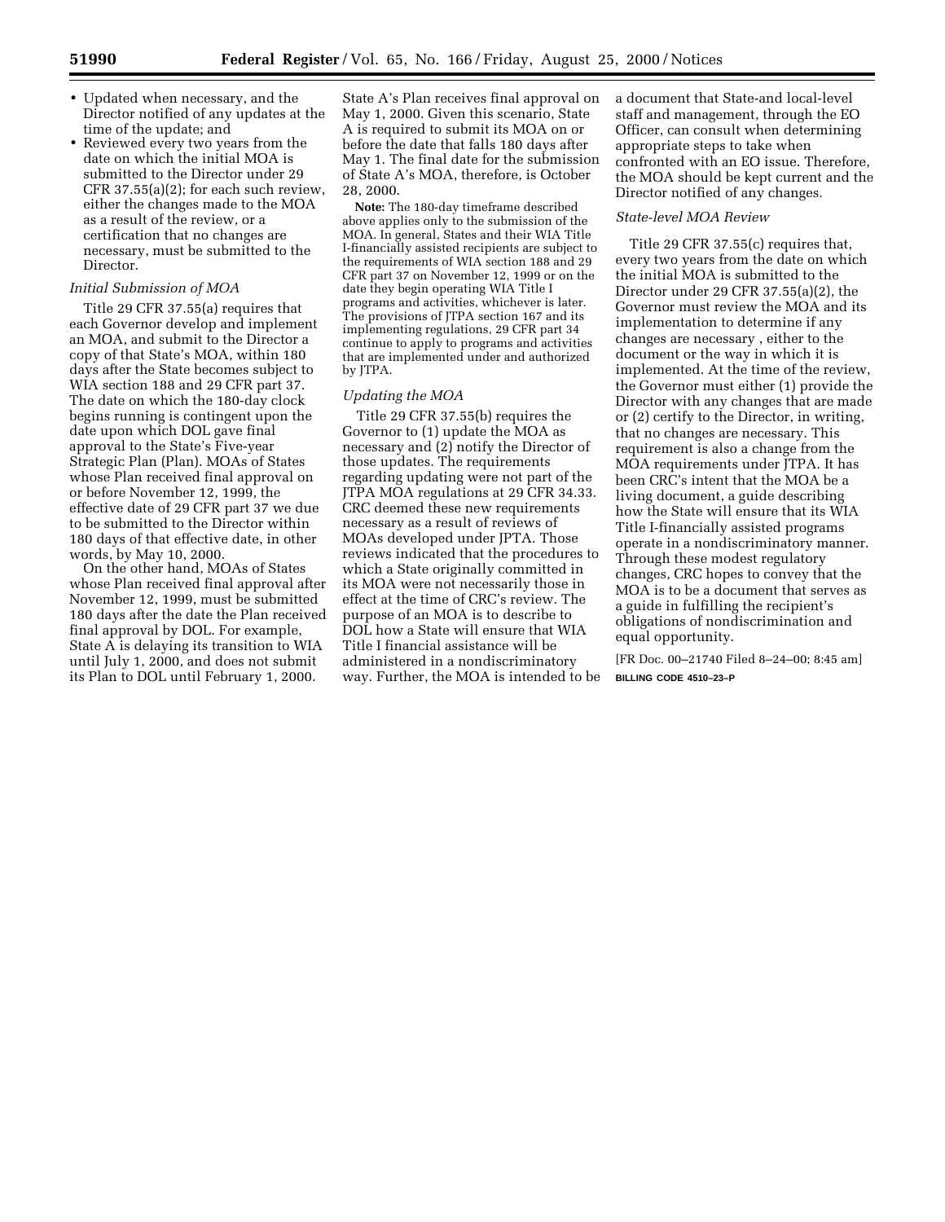- Updated when necessary, and the Director notified of any updates at the time of the update; and
- Reviewed every two years from the date on which the initial MOA is submitted to the Director under 29 CFR 37.55(a)(2); for each such review, either the changes made to the MOA as a result of the review, or a certification that no changes are necessary, must be submitted to the Director.

*Initial Submission of MOA*

Title 29 CFR 37.55(a) requires that each Governor develop and implement an MOA, and submit to the Director a copy of that State's MOA, within 180 days after the State becomes subject to WIA section 188 and 29 CFR part 37. The date on which the 180-day clock begins running is contingent upon the date upon which DOL gave final approval to the State's Five-year Strategic Plan (Plan). MOAs of States whose Plan received final approval on or before November 12, 1999, the effective date of 29 CFR part 37 we due to be submitted to the Director within 180 days of that effective date, in other words, by May 10, 2000.

On the other hand, MOAs of States whose Plan received final approval after November 12, 1999, must be submitted 180 days after the date the Plan received final approval by DOL. For example, State A is delaying its transition to WIA until July 1, 2000, and does not submit its Plan to DOL until February 1, 2000. State A's Plan receives final approval on May 1, 2000. Given this scenario, State A is required to submit its MOA on or before the date that falls 180 days after May 1. The final date for the submission of State A's MOA, therefore, is October 28, 2000.

**Note:** The 180-day timeframe described above applies only to the submission of the MOA. In general, States and their WIA Title I-financially assisted recipients are subject to the requirements of WIA section 188 and 29 CFR part 37 on November 12, 1999 or on the date they begin operating WIA Title I programs and activities, whichever is later. The provisions of JTPA section 167 and its implementing regulations, 29 CFR part 34 continue to apply to programs and activities that are implemented under and authorized by JTPA.

*Updating the MOA*

Title 29 CFR 37.55(b) requires the Governor to (1) update the MOA as necessary and (2) notify the Director of those updates. The requirements regarding updating were not part of the JTPA MOA regulations at 29 CFR 34.33. CRC deemed these new requirements necessary as a result of reviews of MOAs developed under JPTA. Those reviews indicated that the procedures to which a State originally committed in its MOA were not necessarily those in effect at the time of CRC's review. The purpose of an MOA is to describe to DOL how a State will ensure that WIA Title I financial assistance will be administered in a nondiscriminatory way. Further, the MOA is intended to be a document that State-and local-level staff and management, through the EO Officer, can consult when determining appropriate steps to take when confronted with an EO issue. Therefore, the MOA should be kept current and the Director notified of any changes.

*State-level MOA Review*

Title 29 CFR 37.55(c) requires that, every two years from the date on which the initial MOA is submitted to the Director under 29 CFR 37.55(a)(2), the Governor must review the MOA and its implementation to determine if any changes are necessary , either to the document or the way in which it is implemented. At the time of the review, the Governor must either (1) provide the Director with any changes that are made or (2) certify to the Director, in writing, that no changes are necessary. This requirement is also a change from the MOA requirements under JTPA. It has been CRC's intent that the MOA be a living document, a guide describing how the State will ensure that its WIA Title I-financially assisted programs operate in a nondiscriminatory manner. Through these modest regulatory changes, CRC hopes to convey that the MOA is to be a document that serves as a guide in fulfilling the recipient's obligations of nondiscrimination and equal opportunity.

[FR Doc. 00–21740 Filed 8–24–00; 8:45 am]

**BILLING CODE 4510–23–P**